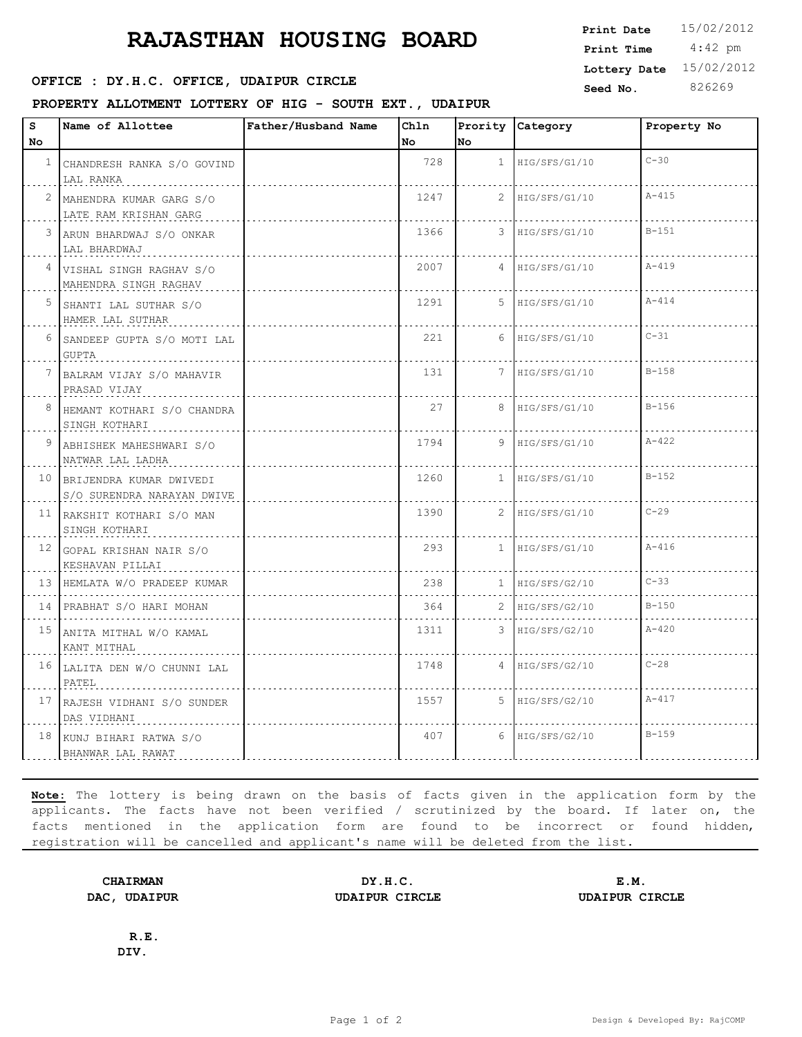# RAJASTHAN HOUSING BOARD

**Print Date** 15/02/2012
**Print Time** 4:42 pm
**Lottery Date** 15/02/2012
**Seed No.** 826269

**OFFICE : DY.H.C. OFFICE, UDAIPUR CIRCLE**

**PROPERTY ALLOTMENT LOTTERY OF HIG - SOUTH EXT., UDAIPUR**

| S No | Name of Allottee | Father/Husband Name | Chln No | Prority No | Category | Property No |
|---|---|---|---|---|---|---|
| 1 | CHANDRESH RANKA S/O GOVIND LAL RANKA | | 728 | 1 | HIG/SFS/G1/10 | C-30 |
| 2 | MAHENDRA KUMAR GARG S/O LATE RAM KRISHAN GARG | | 1247 | 2 | HIG/SFS/G1/10 | A-415 |
| 3 | ARUN BHARDWAJ S/O ONKAR LAL BHARDWAJ | | 1366 | 3 | HIG/SFS/G1/10 | B-151 |
| 4 | VISHAL SINGH RAGHAV S/O MAHENDRA SINGH RAGHAV | | 2007 | 4 | HIG/SFS/G1/10 | A-419 |
| 5 | SHANTI LAL SUTHAR S/O HAMER LAL SUTHAR | | 1291 | 5 | HIG/SFS/G1/10 | A-414 |
| 6 | SANDEEP GUPTA S/O MOTI LAL GUPTA | | 221 | 6 | HIG/SFS/G1/10 | C-31 |
| 7 | BALRAM VIJAY S/O MAHAVIR PRASAD VIJAY | | 131 | 7 | HIG/SFS/G1/10 | B-158 |
| 8 | HEMANT KOTHARI S/O CHANDRA SINGH KOTHARI | | 27 | 8 | HIG/SFS/G1/10 | B-156 |
| 9 | ABHISHEK MAHESHWARI S/O NATWAR LAL LADHA | | 1794 | 9 | HIG/SFS/G1/10 | A-422 |
| 10 | BRIJENDRA KUMAR DWIVEDI S/O SURENDRA NARAYAN DWIVE | | 1260 | 1 | HIG/SFS/G1/10 | B-152 |
| 11 | RAKSHIT KOTHARI S/O MAN SINGH KOTHARI | | 1390 | 2 | HIG/SFS/G1/10 | C-29 |
| 12 | GOPAL KRISHAN NAIR S/O KESHAVAN PILLAI | | 293 | 1 | HIG/SFS/G1/10 | A-416 |
| 13 | HEMLATA W/O PRADEEP KUMAR | | 238 | 1 | HIG/SFS/G2/10 | C-33 |
| 14 | PRABHAT S/O HARI MOHAN | | 364 | 2 | HIG/SFS/G2/10 | B-150 |
| 15 | ANITA MITHAL W/O KAMAL KANT MITHAL | | 1311 | 3 | HIG/SFS/G2/10 | A-420 |
| 16 | LALITA DEN W/O CHUNNI LAL PATEL | | 1748 | 4 | HIG/SFS/G2/10 | C-28 |
| 17 | RAJESH VIDHANI S/O SUNDER DAS VIDHANI | | 1557 | 5 | HIG/SFS/G2/10 | A-417 |
| 18 | KUNJ BIHARI RATWA S/O BHANWAR LAL RAWAT | | 407 | 6 | HIG/SFS/G2/10 | B-159 |

**Note:** The lottery is being drawn on the basis of facts given in the application form by the applicants. The facts have not been verified / scrutinized by the board. If later on, the facts mentioned in the application form are found to be incorrect or found hidden, registration will be cancelled and applicant's name will be deleted from the list.

**CHAIRMAN**
**DAC, UDAIPUR**

**DY.H.C.**
**UDAIPUR CIRCLE**

**E.M.**
**UDAIPUR CIRCLE**

**R.E.**
**DIV.**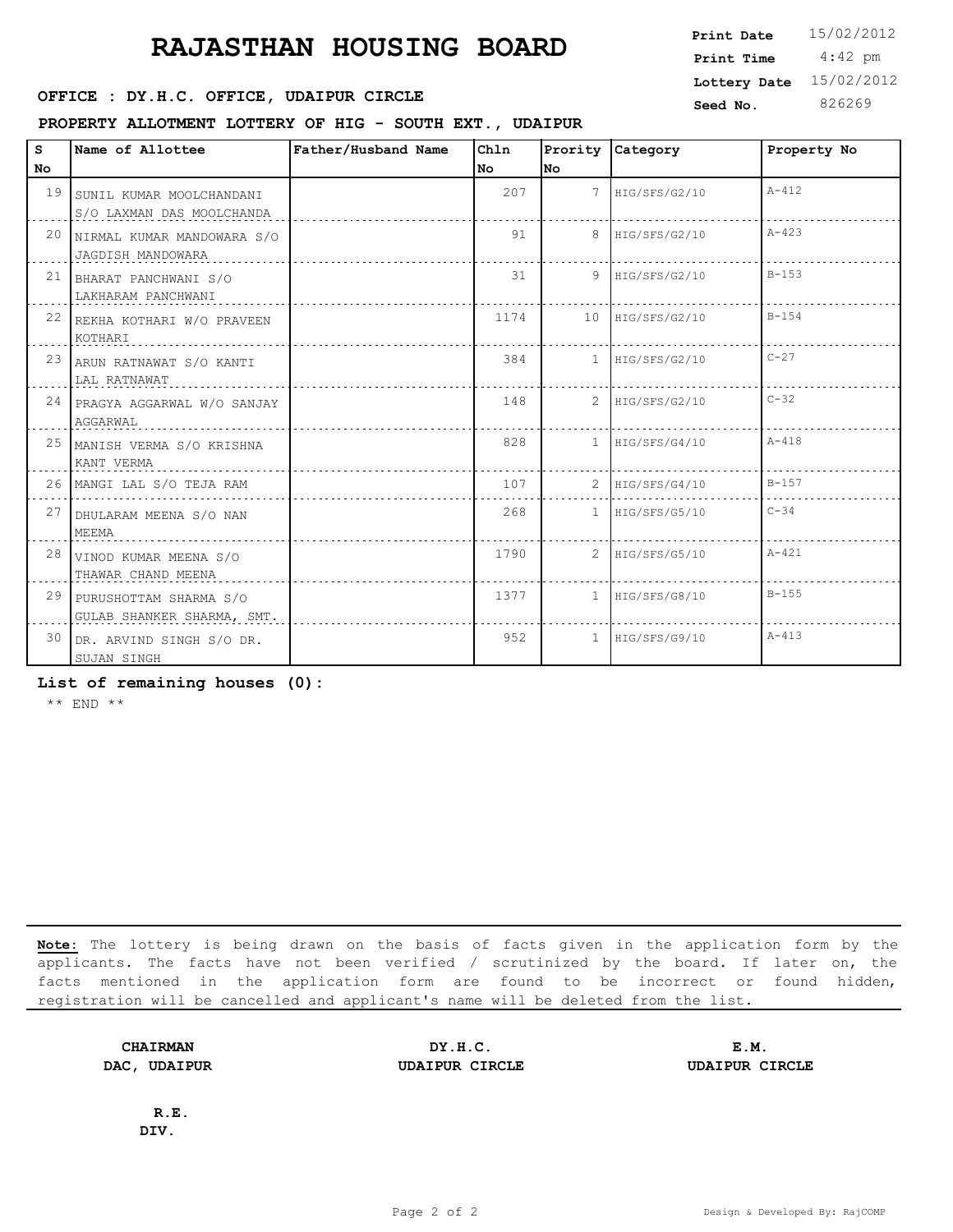# RAJASTHAN HOUSING BOARD

**Print Date** 15/02/2012
**Print Time** 4:42 pm
**Lottery Date** 15/02/2012
**Seed No.** 826269

**OFFICE : DY.H.C. OFFICE, UDAIPUR CIRCLE**

**PROPERTY ALLOTMENT LOTTERY OF HIG - SOUTH EXT., UDAIPUR**

| S No | Name of Allottee | Father/Husband Name | Chln No | Prority No | Category | Property No |
|---|---|---|---|---|---|---|
| 19 | SUNIL KUMAR MOOLCHANDANI S/O LAXMAN DAS MOOLCHANDA | | 207 | 7 | HIG/SFS/G2/10 | A-412 |
| 20 | NIRMAL KUMAR MANDOWARA S/O JAGDISH MANDOWARA | | 91 | 8 | HIG/SFS/G2/10 | A-423 |
| 21 | BHARAT PANCHWANI S/O LAKHARAM PANCHWANI | | 31 | 9 | HIG/SFS/G2/10 | B-153 |
| 22 | REKHA KOTHARI W/O PRAVEEN KOTHARI | | 1174 | 10 | HIG/SFS/G2/10 | B-154 |
| 23 | ARUN RATNAWAT S/O KANTI LAL RATNAWAT | | 384 | 1 | HIG/SFS/G2/10 | C-27 |
| 24 | PRAGYA AGGARWAL W/O SANJAY AGGARWAL | | 148 | 2 | HIG/SFS/G2/10 | C-32 |
| 25 | MANISH VERMA S/O KRISHNA KANT VERMA | | 828 | 1 | HIG/SFS/G4/10 | A-418 |
| 26 | MANGI LAL S/O TEJA RAM | | 107 | 2 | HIG/SFS/G4/10 | B-157 |
| 27 | DHULARAM MEENA S/O NAN MEEMA | | 268 | 1 | HIG/SFS/G5/10 | C-34 |
| 28 | VINOD KUMAR MEENA S/O THAWAR CHAND MEENA | | 1790 | 2 | HIG/SFS/G5/10 | A-421 |
| 29 | PURUSHOTTAM SHARMA S/O GULAB SHANKER SHARMA, SMT. | | 1377 | 1 | HIG/SFS/G8/10 | B-155 |
| 30 | DR. ARVIND SINGH S/O DR. SUJAN SINGH | | 952 | 1 | HIG/SFS/G9/10 | A-413 |

**List of remaining houses (0):**

** END **

**Note:** The lottery is being drawn on the basis of facts given in the application form by the applicants. The facts have not been verified / scrutinized by the board. If later on, the facts mentioned in the application form are found to be incorrect or found hidden, registration will be cancelled and applicant's name will be deleted from the list.

**CHAIRMAN**
**DAC, UDAIPUR**

**DY.H.C.**
**UDAIPUR CIRCLE**

**E.M.**
**UDAIPUR CIRCLE**

**R.E.**
**DIV.**

Design & Developed By: RajCOMP